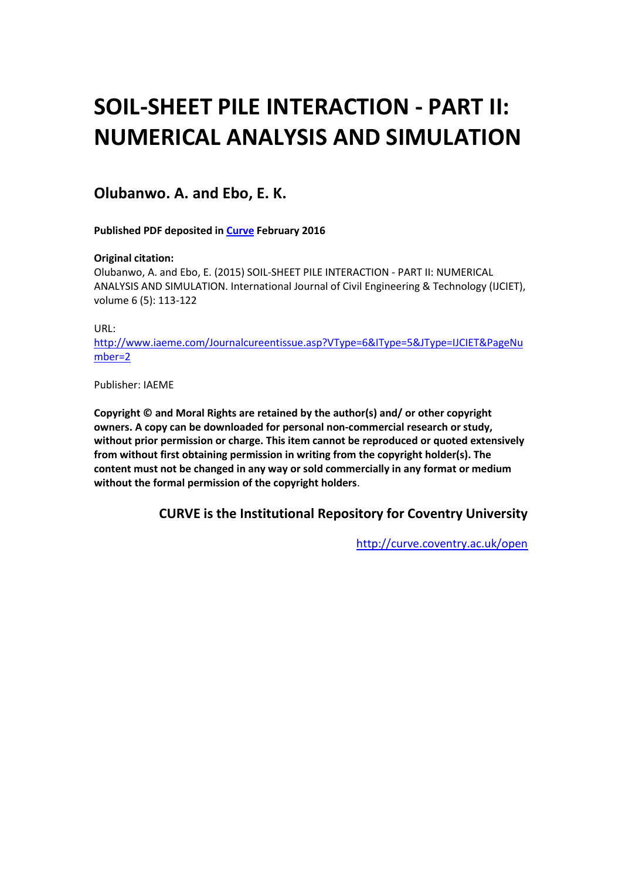# SOIL-SHEET PILE INTERACTION - PART II: NUMERICAL ANALYSIS AND SIMULATION

## Olubanwo. A. and Ebo, E. K.

**Published PDF deposited in Curve February 2016**

**Original citation:**
Olubanwo, A. and Ebo, E. (2015) SOIL-SHEET PILE INTERACTION - PART II: NUMERICAL ANALYSIS AND SIMULATION. International Journal of Civil Engineering & Technology (IJCIET), volume 6 (5): 113-122

URL:
http://www.iaeme.com/Journalcureentissue.asp?VType=6&IType=5&JType=IJCIET&PageNumber=2

Publisher: IAEME

**Copyright © and Moral Rights are retained by the author(s) and/ or other copyright owners. A copy can be downloaded for personal non-commercial research or study, without prior permission or charge. This item cannot be reproduced or quoted extensively from without first obtaining permission in writing from the copyright holder(s). The content must not be changed in any way or sold commercially in any format or medium without the formal permission of the copyright holders**.

**CURVE is the Institutional Repository for Coventry University**

http://curve.coventry.ac.uk/open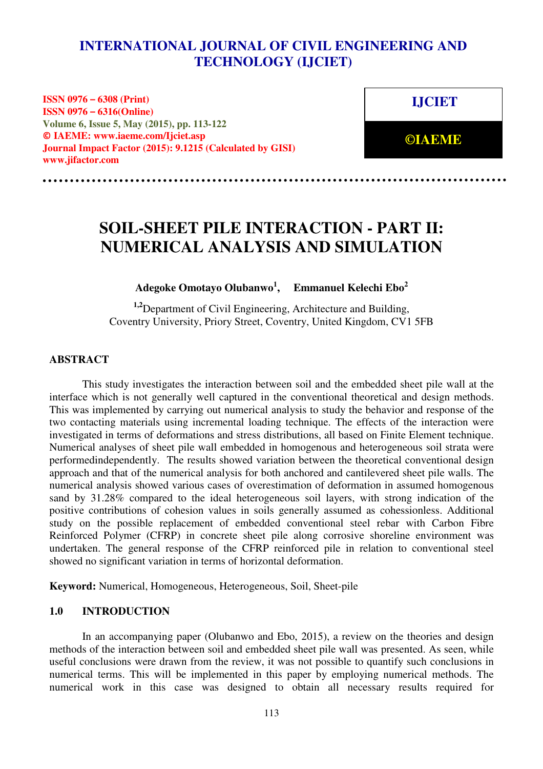# INTERNATIONAL JOURNAL OF CIVIL ENGINEERING AND TECHNOLOGY (IJCIET)

**ISSN 0976 – 6308 (Print)**
**ISSN 0976 – 6316(Online)**
**Volume 6, Issue 5, May (2015), pp. 113-122**
**© IAEME: www.iaeme.com/Ijciet.asp**
**Journal Impact Factor (2015): 9.1215 (Calculated by GISI)**
**www.jifactor.com**

**IJCIET**

**©IAEME**

# SOIL-SHEET PILE INTERACTION - PART II: NUMERICAL ANALYSIS AND SIMULATION

**Adegoke Omotayo Olubanwo[1], Emmanuel Kelechi Ebo[2]**

[1,2]Department of Civil Engineering, Architecture and Building, Coventry University, Priory Street, Coventry, United Kingdom, CV1 5FB

## ABSTRACT

This study investigates the interaction between soil and the embedded sheet pile wall at the interface which is not generally well captured in the conventional theoretical and design methods. This was implemented by carrying out numerical analysis to study the behavior and response of the two contacting materials using incremental loading technique. The effects of the interaction were investigated in terms of deformations and stress distributions, all based on Finite Element technique. Numerical analyses of sheet pile wall embedded in homogenous and heterogeneous soil strata were performedindependently. The results showed variation between the theoretical conventional design approach and that of the numerical analysis for both anchored and cantilevered sheet pile walls. The numerical analysis showed various cases of overestimation of deformation in assumed homogenous sand by 31.28% compared to the ideal heterogeneous soil layers, with strong indication of the positive contributions of cohesion values in soils generally assumed as cohessionless. Additional study on the possible replacement of embedded conventional steel rebar with Carbon Fibre Reinforced Polymer (CFRP) in concrete sheet pile along corrosive shoreline environment was undertaken. The general response of the CFRP reinforced pile in relation to conventional steel showed no significant variation in terms of horizontal deformation.

**Keyword:** Numerical, Homogeneous, Heterogeneous, Soil, Sheet-pile

## 1.0 INTRODUCTION

In an accompanying paper (Olubanwo and Ebo, 2015), a review on the theories and design methods of the interaction between soil and embedded sheet pile wall was presented. As seen, while useful conclusions were drawn from the review, it was not possible to quantify such conclusions in numerical terms. This will be implemented in this paper by employing numerical methods. The numerical work in this case was designed to obtain all necessary results required for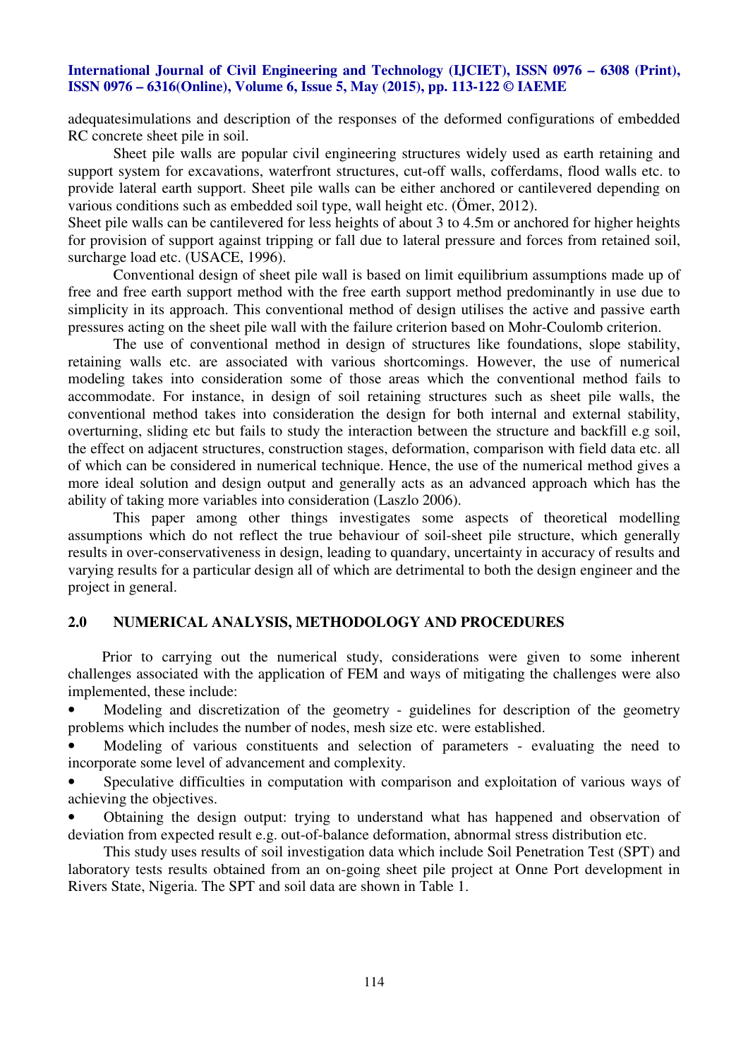adequatesimulations and description of the responses of the deformed configurations of embedded RC concrete sheet pile in soil.

Sheet pile walls are popular civil engineering structures widely used as earth retaining and support system for excavations, waterfront structures, cut-off walls, cofferdams, flood walls etc. to provide lateral earth support. Sheet pile walls can be either anchored or cantilevered depending on various conditions such as embedded soil type, wall height etc. (Ömer, 2012).

Sheet pile walls can be cantilevered for less heights of about 3 to 4.5m or anchored for higher heights for provision of support against tripping or fall due to lateral pressure and forces from retained soil, surcharge load etc. (USACE, 1996).

Conventional design of sheet pile wall is based on limit equilibrium assumptions made up of free and free earth support method with the free earth support method predominantly in use due to simplicity in its approach. This conventional method of design utilises the active and passive earth pressures acting on the sheet pile wall with the failure criterion based on Mohr-Coulomb criterion.

The use of conventional method in design of structures like foundations, slope stability, retaining walls etc. are associated with various shortcomings. However, the use of numerical modeling takes into consideration some of those areas which the conventional method fails to accommodate. For instance, in design of soil retaining structures such as sheet pile walls, the conventional method takes into consideration the design for both internal and external stability, overturning, sliding etc but fails to study the interaction between the structure and backfill e.g soil, the effect on adjacent structures, construction stages, deformation, comparison with field data etc. all of which can be considered in numerical technique. Hence, the use of the numerical method gives a more ideal solution and design output and generally acts as an advanced approach which has the ability of taking more variables into consideration (Laszlo 2006).

This paper among other things investigates some aspects of theoretical modelling assumptions which do not reflect the true behaviour of soil-sheet pile structure, which generally results in over-conservativeness in design, leading to quandary, uncertainty in accuracy of results and varying results for a particular design all of which are detrimental to both the design engineer and the project in general.

## 2.0 NUMERICAL ANALYSIS, METHODOLOGY AND PROCEDURES

Prior to carrying out the numerical study, considerations were given to some inherent challenges associated with the application of FEM and ways of mitigating the challenges were also implemented, these include:

- Modeling and discretization of the geometry - guidelines for description of the geometry problems which includes the number of nodes, mesh size etc. were established.
- Modeling of various constituents and selection of parameters - evaluating the need to incorporate some level of advancement and complexity.
- Speculative difficulties in computation with comparison and exploitation of various ways of achieving the objectives.
- Obtaining the design output: trying to understand what has happened and observation of deviation from expected result e.g. out-of-balance deformation, abnormal stress distribution etc.

This study uses results of soil investigation data which include Soil Penetration Test (SPT) and laboratory tests results obtained from an on-going sheet pile project at Onne Port development in Rivers State, Nigeria. The SPT and soil data are shown in Table 1.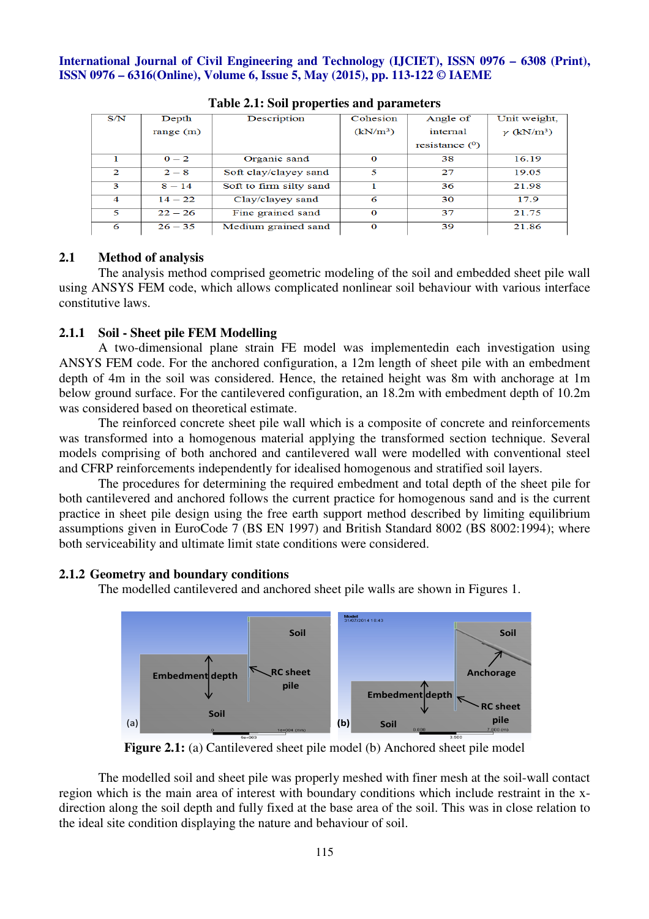**Table 2.1: Soil properties and parameters**

| S/N | Depth range (m) | Description | Cohesion (kN/m³) | Angle of internal resistance (°) | Unit weight, $\gamma$ (kN/m³) |
|---|---|---|---|---|---|
| 1 | 0 – 2 | Organic sand | 0 | 38 | 16.19 |
| 2 | 2 – 8 | Soft clay/clayey sand | 5 | 27 | 19.05 |
| 3 | 8 – 14 | Soft to firm silty sand | 1 | 36 | 21.98 |
| 4 | 14 – 22 | Clay/clayey sand | 6 | 30 | 17.9 |
| 5 | 22 – 26 | Fine grained sand | 0 | 37 | 21.75 |
| 6 | 26 – 35 | Medium grained sand | 0 | 39 | 21.86 |

## 2.1 Method of analysis

The analysis method comprised geometric modeling of the soil and embedded sheet pile wall using ANSYS FEM code, which allows complicated nonlinear soil behaviour with various interface constitutive laws.

### 2.1.1 Soil - Sheet pile FEM Modelling

A two-dimensional plane strain FE model was implementedin each investigation using ANSYS FEM code. For the anchored configuration, a 12m length of sheet pile with an embedment depth of 4m in the soil was considered. Hence, the retained height was 8m with anchorage at 1m below ground surface. For the cantilevered configuration, an 18.2m with embedment depth of 10.2m was considered based on theoretical estimate.

The reinforced concrete sheet pile wall which is a composite of concrete and reinforcements was transformed into a homogenous material applying the transformed section technique. Several models comprising of both anchored and cantilevered wall were modelled with conventional steel and CFRP reinforcements independently for idealised homogenous and stratified soil layers.

The procedures for determining the required embedment and total depth of the sheet pile for both cantilevered and anchored follows the current practice for homogenous sand and is the current practice in sheet pile design using the free earth support method described by limiting equilibrium assumptions given in EuroCode 7 (BS EN 1997) and British Standard 8002 (BS 8002:1994); where both serviceability and ultimate limit state conditions were considered.

### 2.1.2 Geometry and boundary conditions

The modelled cantilevered and anchored sheet pile walls are shown in Figures 1.

**Figure 2.1:** (a) Cantilevered sheet pile model (b) Anchored sheet pile model

The modelled soil and sheet pile was properly meshed with finer mesh at the soil-wall contact region which is the main area of interest with boundary conditions which include restraint in the x-direction along the soil depth and fully fixed at the base area of the soil. This was in close relation to the ideal site condition displaying the nature and behaviour of soil.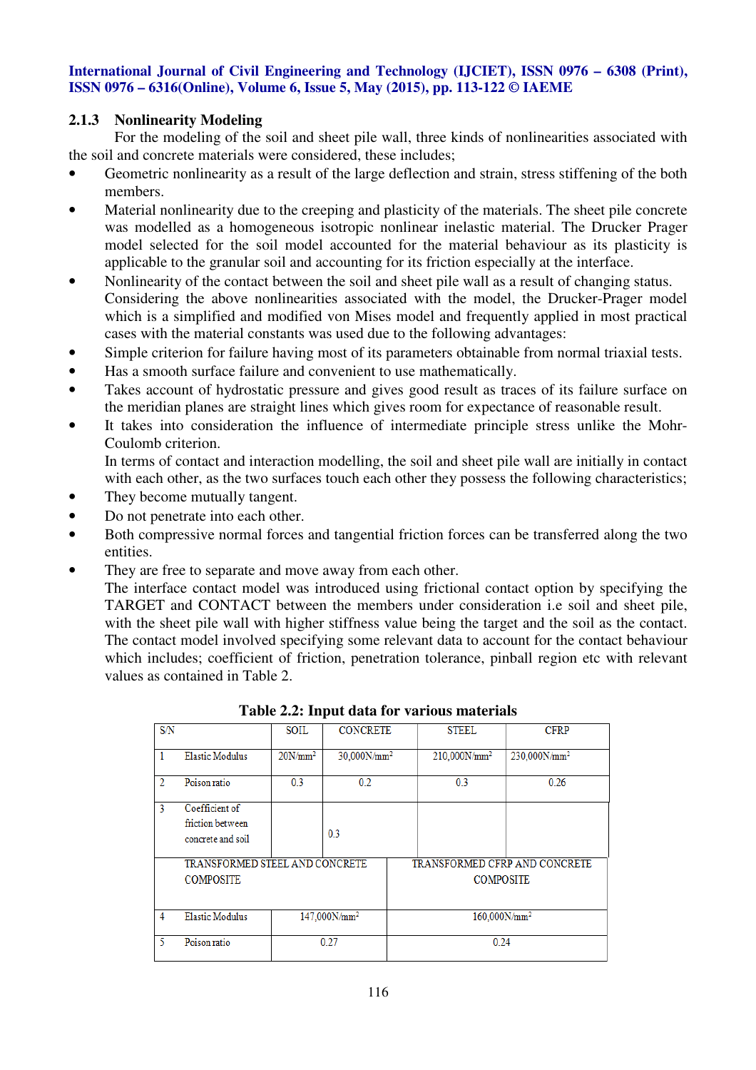### 2.1.3 Nonlinearity Modeling

For the modeling of the soil and sheet pile wall, three kinds of nonlinearities associated with the soil and concrete materials were considered, these includes;

- Geometric nonlinearity as a result of the large deflection and strain, stress stiffening of the both members.
- Material nonlinearity due to the creeping and plasticity of the materials. The sheet pile concrete was modelled as a homogeneous isotropic nonlinear inelastic material. The Drucker Prager model selected for the soil model accounted for the material behaviour as its plasticity is applicable to the granular soil and accounting for its friction especially at the interface.
- Nonlinearity of the contact between the soil and sheet pile wall as a result of changing status. Considering the above nonlinearities associated with the model, the Drucker-Prager model which is a simplified and modified von Mises model and frequently applied in most practical cases with the material constants was used due to the following advantages:
- Simple criterion for failure having most of its parameters obtainable from normal triaxial tests.
- Has a smooth surface failure and convenient to use mathematically.
- Takes account of hydrostatic pressure and gives good result as traces of its failure surface on the meridian planes are straight lines which gives room for expectance of reasonable result.
- It takes into consideration the influence of intermediate principle stress unlike the Mohr-Coulomb criterion.
  In terms of contact and interaction modelling, the soil and sheet pile wall are initially in contact with each other, as the two surfaces touch each other they possess the following characteristics;
- They become mutually tangent.
- Do not penetrate into each other.
- Both compressive normal forces and tangential friction forces can be transferred along the two entities.
- They are free to separate and move away from each other.
  The interface contact model was introduced using frictional contact option by specifying the TARGET and CONTACT between the members under consideration i.e soil and sheet pile, with the sheet pile wall with higher stiffness value being the target and the soil as the contact. The contact model involved specifying some relevant data to account for the contact behaviour which includes; coefficient of friction, penetration tolerance, pinball region etc with relevant values as contained in Table 2.

**Table 2.2: Input data for various materials**

| S/N | | SOIL | CONCRETE | STEEL | CFRP |
|---|---|---|---|---|---|
| 1 | Elastic Modulus | 20N/mm$^2$ | 30,000N/mm$^2$ | 210,000N/mm$^2$ | 230,000N/mm$^2$ |
| 2 | Poison ratio | 0.3 | 0.2 | 0.3 | 0.26 |
| 3 | Coefficient of friction between concrete and soil | | 0.3 | | |
| | TRANSFORMED STEEL AND CONCRETE COMPOSITE | | | TRANSFORMED CFRP AND CONCRETE COMPOSITE | |
| 4 | Elastic Modulus | 147,000N/mm$^2$ | | 160,000N/mm$^2$ | |
| 5 | Poison ratio | 0.27 | | 0.24 | |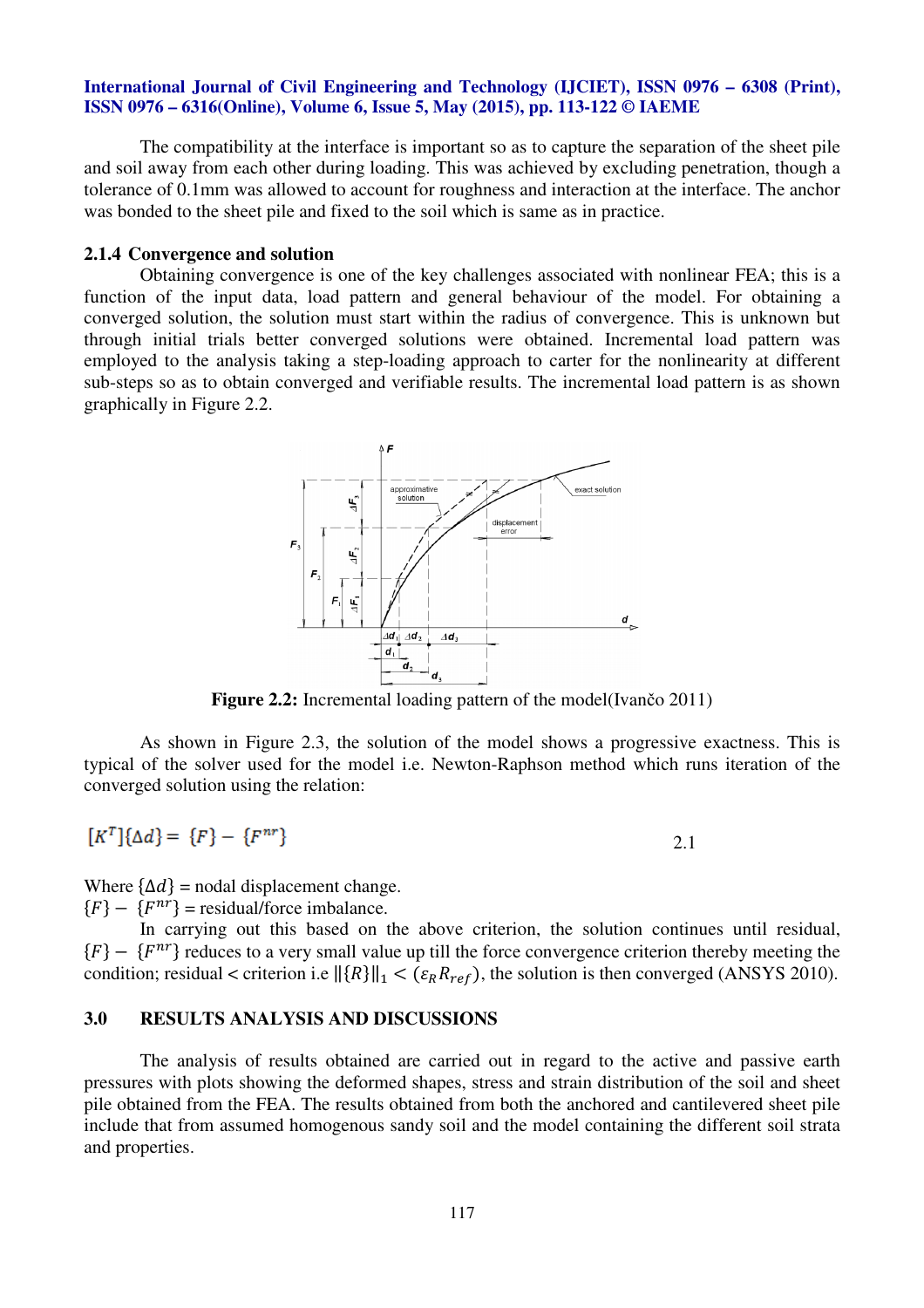The compatibility at the interface is important so as to capture the separation of the sheet pile and soil away from each other during loading. This was achieved by excluding penetration, though a tolerance of 0.1mm was allowed to account for roughness and interaction at the interface. The anchor was bonded to the sheet pile and fixed to the soil which is same as in practice.

### 2.1.4 Convergence and solution

Obtaining convergence is one of the key challenges associated with nonlinear FEA; this is a function of the input data, load pattern and general behaviour of the model. For obtaining a converged solution, the solution must start within the radius of convergence. This is unknown but through initial trials better converged solutions were obtained. Incremental load pattern was employed to the analysis taking a step-loading approach to carter for the nonlinearity at different sub-steps so as to obtain converged and verifiable results. The incremental load pattern is as shown graphically in Figure 2.2.

**Figure 2.2:** Incremental loading pattern of the model(Ivančo 2011)

As shown in Figure 2.3, the solution of the model shows a progressive exactness. This is typical of the solver used for the model i.e. Newton-Raphson method which runs iteration of the converged solution using the relation:

$$[K^T]\{\Delta d\} = \{F\} - \{F^{nr}\} \qquad 2.1$$

Where $\{\Delta d\}$ = nodal displacement change.

$\{F\} - \{F^{nr}\}$ = residual/force imbalance.

In carrying out this based on the above criterion, the solution continues until residual, $\{F\} - \{F^{nr}\}$ reduces to a very small value up till the force convergence criterion thereby meeting the condition; residual < criterion i.e $\|\{R\}\|_1 < (\varepsilon_R R_{ref})$, the solution is then converged (ANSYS 2010).

## 3.0 RESULTS ANALYSIS AND DISCUSSIONS

The analysis of results obtained are carried out in regard to the active and passive earth pressures with plots showing the deformed shapes, stress and strain distribution of the soil and sheet pile obtained from the FEA. The results obtained from both the anchored and cantilevered sheet pile include that from assumed homogenous sandy soil and the model containing the different soil strata and properties.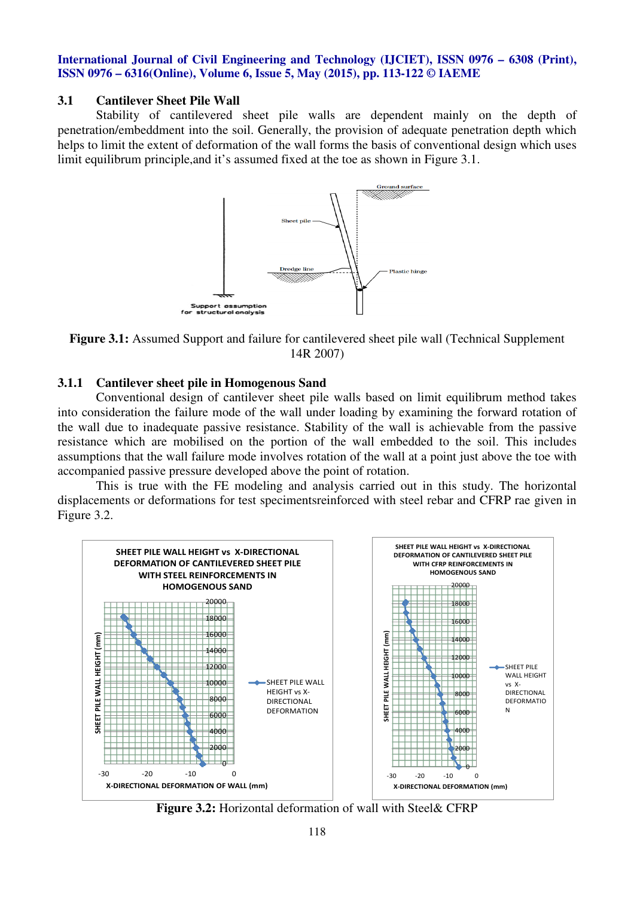### 3.1 Cantilever Sheet Pile Wall

Stability of cantilevered sheet pile walls are dependent mainly on the depth of penetration/embeddment into the soil. Generally, the provision of adequate penetration depth which helps to limit the extent of deformation of the wall forms the basis of conventional design which uses limit equilibrum principle,and it's assumed fixed at the toe as shown in Figure 3.1.

**Figure 3.1:** Assumed Support and failure for cantilevered sheet pile wall (Technical Supplement 14R 2007)

#### 3.1.1 Cantilever sheet pile in Homogenous Sand

Conventional design of cantilever sheet pile walls based on limit equilibrum method takes into consideration the failure mode of the wall under loading by examining the forward rotation of the wall due to inadequate passive resistance. Stability of the wall is achievable from the passive resistance which are mobilised on the portion of the wall embedded to the soil. This includes assumptions that the wall failure mode involves rotation of the wall at a point just above the toe with accompanied passive pressure developed above the point of rotation.

This is true with the FE modeling and analysis carried out in this study. The horizontal displacements or deformations for test specimensreinforced with steel rebar and CFRP rae given in Figure 3.2.

**Figure 3.2:** Horizontal deformation of wall with Steel& CFRP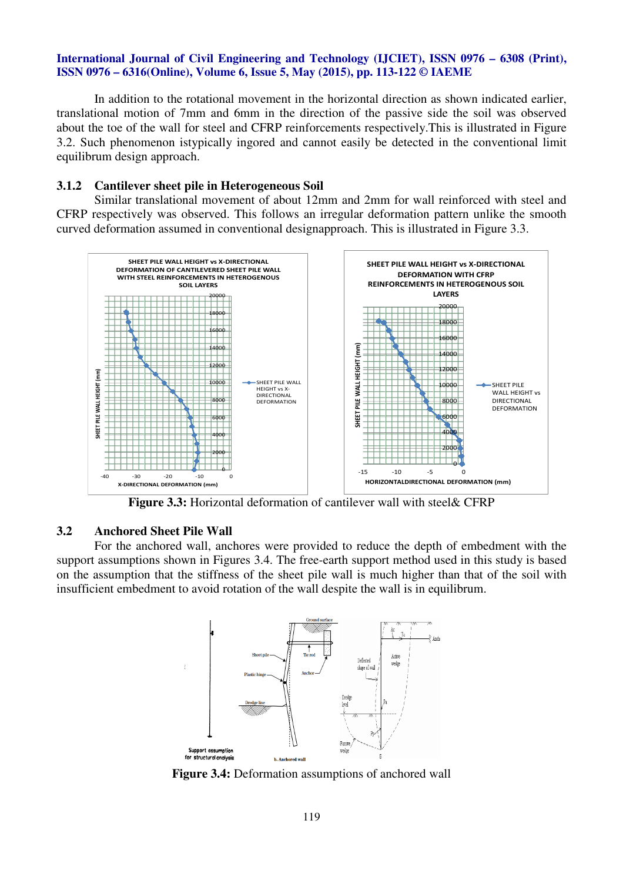In addition to the rotational movement in the horizontal direction as shown indicated earlier, translational motion of 7mm and 6mm in the direction of the passive side the soil was observed about the toe of the wall for steel and CFRP reinforcements respectively.This is illustrated in Figure 3.2. Such phenomenon istypically ingored and cannot easily be detected in the conventional limit equilibrum design approach.

### 3.1.2 Cantilever sheet pile in Heterogeneous Soil

Similar translational movement of about 12mm and 2mm for wall reinforced with steel and CFRP respectively was observed. This follows an irregular deformation pattern unlike the smooth curved deformation assumed in conventional designapproach. This is illustrated in Figure 3.3.

**Figure 3.3:** Horizontal deformation of cantilever wall with steel& CFRP

## 3.2 Anchored Sheet Pile Wall

For the anchored wall, anchores were provided to reduce the depth of embedment with the support assumptions shown in Figures 3.4. The free-earth support method used in this study is based on the assumption that the stiffness of the sheet pile wall is much higher than that of the soil with insufficient embedment to avoid rotation of the wall despite the wall is in equilibrum.

**Figure 3.4:** Deformation assumptions of anchored wall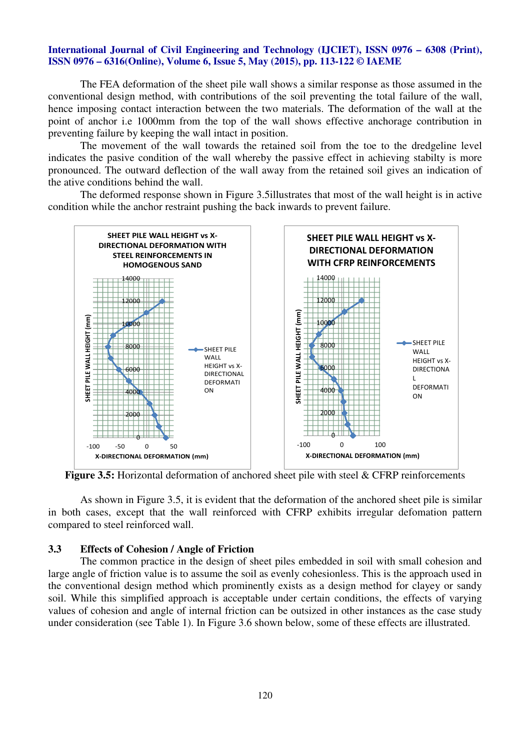The FEA deformation of the sheet pile wall shows a similar response as those assumed in the conventional design method, with contributions of the soil preventing the total failure of the wall, hence imposing contact interaction between the two materials. The deformation of the wall at the point of anchor i.e 1000mm from the top of the wall shows effective anchorage contribution in preventing failure by keeping the wall intact in position.

The movement of the wall towards the retained soil from the toe to the dredgeline level indicates the pasive condition of the wall whereby the passive effect in achieving stabilty is more pronounced. The outward deflection of the wall away from the retained soil gives an indication of the ative conditions behind the wall.

The deformed response shown in Figure 3.5illustrates that most of the wall height is in active condition while the anchor restraint pushing the back inwards to prevent failure.

**Figure 3.5:** Horizontal deformation of anchored sheet pile with steel & CFRP reinforcements

As shown in Figure 3.5, it is evident that the deformation of the anchored sheet pile is similar in both cases, except that the wall reinforced with CFRP exhibits irregular defomation pattern compared to steel reinforced wall.

### 3.3 Effects of Cohesion / Angle of Friction

The common practice in the design of sheet piles embedded in soil with small cohesion and large angle of friction value is to assume the soil as evenly cohesionless. This is the approach used in the conventional design method which prominently exists as a design method for clayey or sandy soil. While this simplified approach is acceptable under certain conditions, the effects of varying values of cohesion and angle of internal friction can be outsized in other instances as the case study under consideration (see Table 1). In Figure 3.6 shown below, some of these effects are illustrated.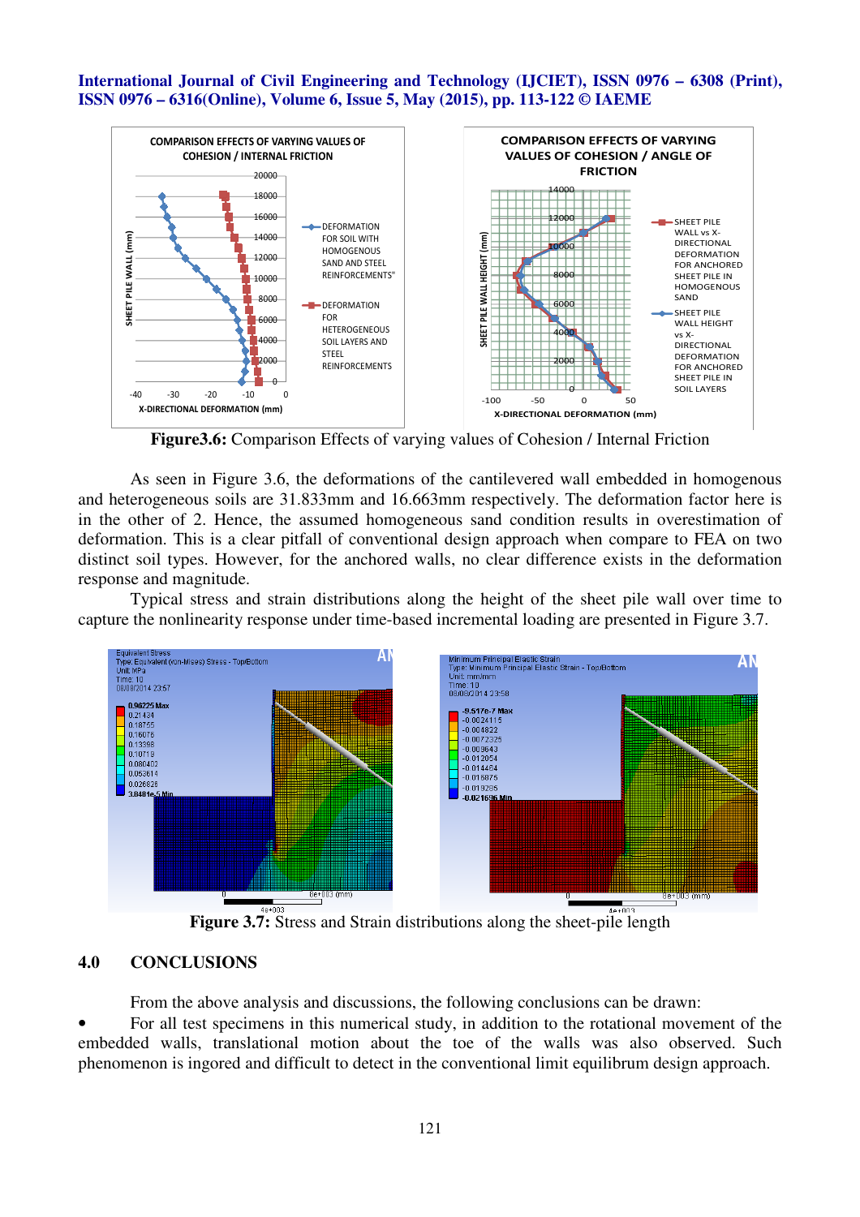**Figure3.6:** Comparison Effects of varying values of Cohesion / Internal Friction

As seen in Figure 3.6, the deformations of the cantilevered wall embedded in homogenous and heterogeneous soils are 31.833mm and 16.663mm respectively. The deformation factor here is in the other of 2. Hence, the assumed homogeneous sand condition results in overestimation of deformation. This is a clear pitfall of conventional design approach when compare to FEA on two distinct soil types. However, for the anchored walls, no clear difference exists in the deformation response and magnitude.

Typical stress and strain distributions along the height of the sheet pile wall over time to capture the nonlinearity response under time-based incremental loading are presented in Figure 3.7.

**Figure 3.7:** Stress and Strain distributions along the sheet-pile length

## 4.0 CONCLUSIONS

From the above analysis and discussions, the following conclusions can be drawn:

- For all test specimens in this numerical study, in addition to the rotational movement of the embedded walls, translational motion about the toe of the walls was also observed. Such phenomenon is ingored and difficult to detect in the conventional limit equilibrum design approach.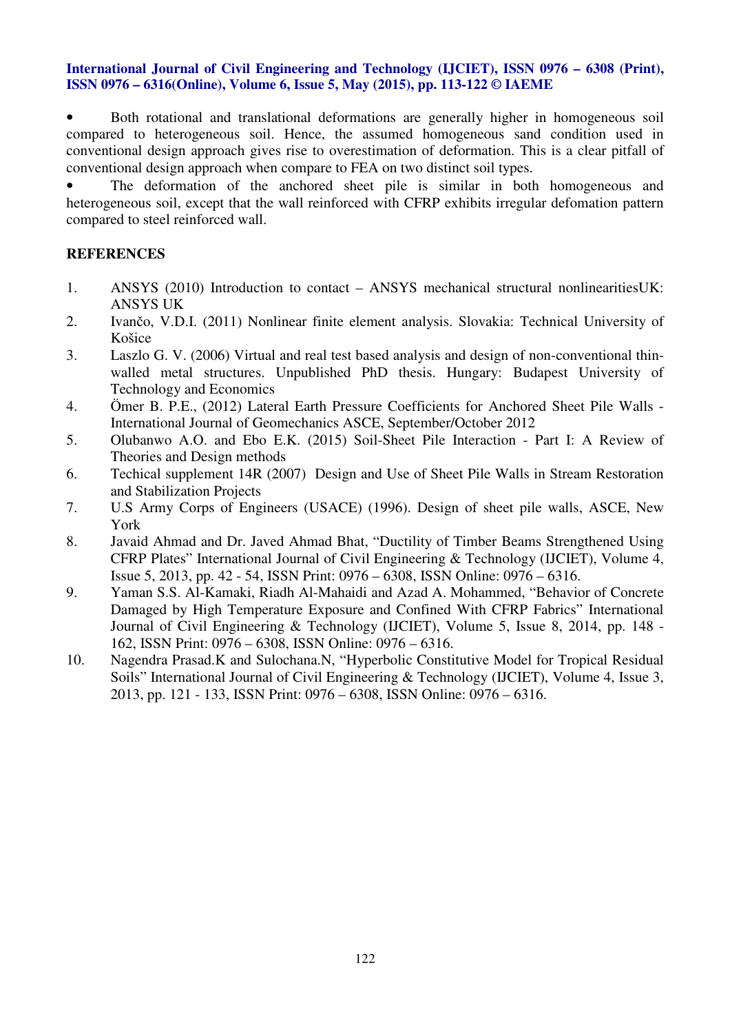- Both rotational and translational deformations are generally higher in homogeneous soil compared to heterogeneous soil. Hence, the assumed homogeneous sand condition used in conventional design approach gives rise to overestimation of deformation. This is a clear pitfall of conventional design approach when compare to FEA on two distinct soil types.
- The deformation of the anchored sheet pile is similar in both homogeneous and heterogeneous soil, except that the wall reinforced with CFRP exhibits irregular defomation pattern compared to steel reinforced wall.

## REFERENCES

1. ANSYS (2010) Introduction to contact – ANSYS mechanical structural nonlinearitiesUK: ANSYS UK
2. Ivančo, V.D.I. (2011) Nonlinear finite element analysis. Slovakia: Technical University of Košice
3. Laszlo G. V. (2006) Virtual and real test based analysis and design of non-conventional thin-walled metal structures. Unpublished PhD thesis. Hungary: Budapest University of Technology and Economics
4. Ömer B. P.E., (2012) Lateral Earth Pressure Coefficients for Anchored Sheet Pile Walls - International Journal of Geomechanics ASCE, September/October 2012
5. Olubanwo A.O. and Ebo E.K. (2015) Soil-Sheet Pile Interaction - Part I: A Review of Theories and Design methods
6. Techical supplement 14R (2007) Design and Use of Sheet Pile Walls in Stream Restoration and Stabilization Projects
7. U.S Army Corps of Engineers (USACE) (1996). Design of sheet pile walls, ASCE, New York
8. Javaid Ahmad and Dr. Javed Ahmad Bhat, "Ductility of Timber Beams Strengthened Using CFRP Plates" International Journal of Civil Engineering & Technology (IJCIET), Volume 4, Issue 5, 2013, pp. 42 - 54, ISSN Print: 0976 – 6308, ISSN Online: 0976 – 6316.
9. Yaman S.S. Al-Kamaki, Riadh Al-Mahaidi and Azad A. Mohammed, "Behavior of Concrete Damaged by High Temperature Exposure and Confined With CFRP Fabrics" International Journal of Civil Engineering & Technology (IJCIET), Volume 5, Issue 8, 2014, pp. 148 - 162, ISSN Print: 0976 – 6308, ISSN Online: 0976 – 6316.
10. Nagendra Prasad.K and Sulochana.N, "Hyperbolic Constitutive Model for Tropical Residual Soils" International Journal of Civil Engineering & Technology (IJCIET), Volume 4, Issue 3, 2013, pp. 121 - 133, ISSN Print: 0976 – 6308, ISSN Online: 0976 – 6316.